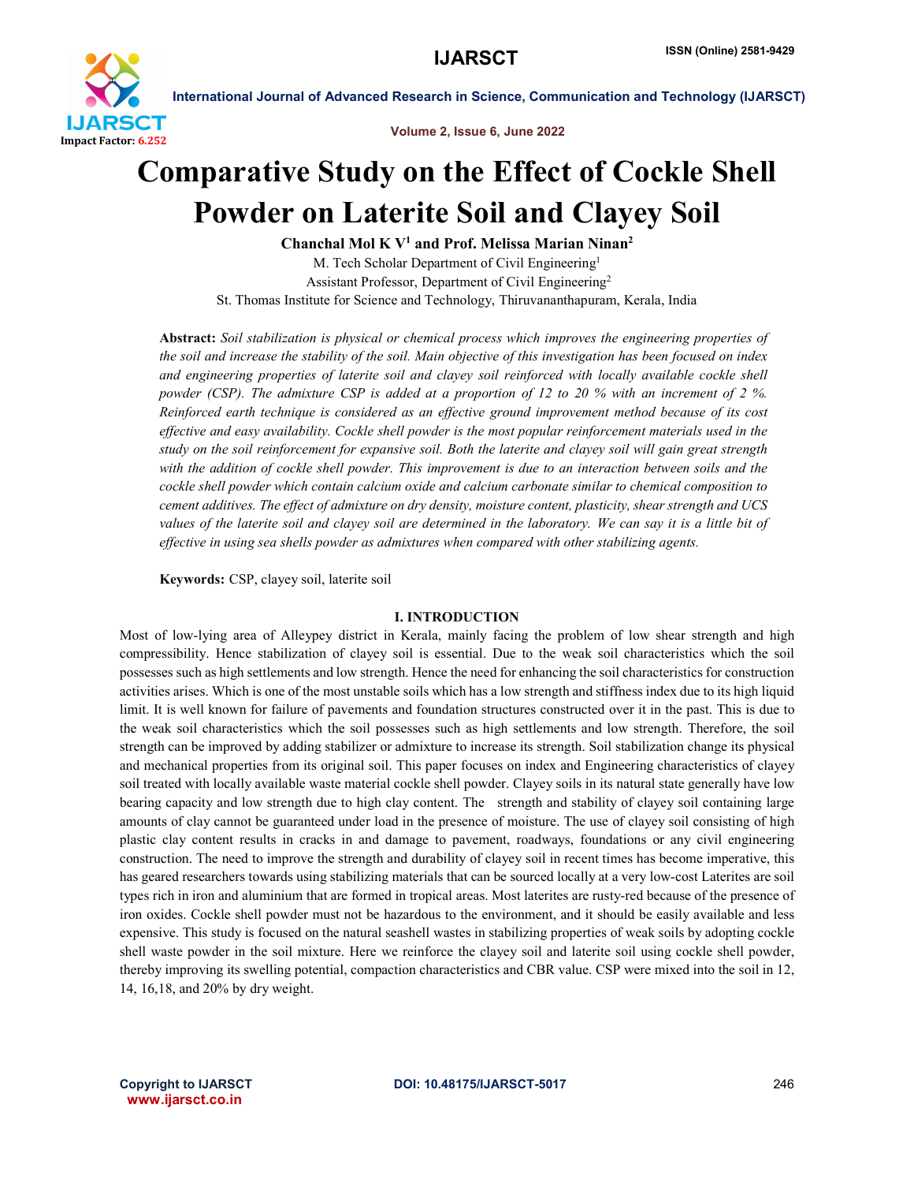# Comparative Study on the Effect of Cockle Shell Powder on Laterite Soil and Clayey Soil

**Chanchal Mol K V[1] and Prof. Melissa Marian Ninan[2]**

M. Tech Scholar Department of Civil Engineering[1]

Assistant Professor, Department of Civil Engineering[2]

St. Thomas Institute for Science and Technology, Thiruvananthapuram, Kerala, India

**Abstract:** *Soil stabilization is physical or chemical process which improves the engineering properties of the soil and increase the stability of the soil. Main objective of this investigation has been focused on index and engineering properties of laterite soil and clayey soil reinforced with locally available cockle shell powder (CSP). The admixture CSP is added at a proportion of 12 to 20 % with an increment of 2 %. Reinforced earth technique is considered as an effective ground improvement method because of its cost effective and easy availability. Cockle shell powder is the most popular reinforcement materials used in the study on the soil reinforcement for expansive soil. Both the laterite and clayey soil will gain great strength with the addition of cockle shell powder. This improvement is due to an interaction between soils and the cockle shell powder which contain calcium oxide and calcium carbonate similar to chemical composition to cement additives. The effect of admixture on dry density, moisture content, plasticity, shear strength and UCS values of the laterite soil and clayey soil are determined in the laboratory. We can say it is a little bit of effective in using sea shells powder as admixtures when compared with other stabilizing agents.*

**Keywords:** CSP, clayey soil, laterite soil

## I. INTRODUCTION

Most of low-lying area of Alleypey district in Kerala, mainly facing the problem of low shear strength and high compressibility. Hence stabilization of clayey soil is essential. Due to the weak soil characteristics which the soil possesses such as high settlements and low strength. Hence the need for enhancing the soil characteristics for construction activities arises. Which is one of the most unstable soils which has a low strength and stiffness index due to its high liquid limit. It is well known for failure of pavements and foundation structures constructed over it in the past. This is due to the weak soil characteristics which the soil possesses such as high settlements and low strength. Therefore, the soil strength can be improved by adding stabilizer or admixture to increase its strength. Soil stabilization change its physical and mechanical properties from its original soil. This paper focuses on index and Engineering characteristics of clayey soil treated with locally available waste material cockle shell powder. Clayey soils in its natural state generally have low bearing capacity and low strength due to high clay content. The strength and stability of clayey soil containing large amounts of clay cannot be guaranteed under load in the presence of moisture. The use of clayey soil consisting of high plastic clay content results in cracks in and damage to pavement, roadways, foundations or any civil engineering construction. The need to improve the strength and durability of clayey soil in recent times has become imperative, this has geared researchers towards using stabilizing materials that can be sourced locally at a very low-cost Laterites are soil types rich in iron and aluminium that are formed in tropical areas. Most laterites are rusty-red because of the presence of iron oxides. Cockle shell powder must not be hazardous to the environment, and it should be easily available and less expensive. This study is focused on the natural seashell wastes in stabilizing properties of weak soils by adopting cockle shell waste powder in the soil mixture. Here we reinforce the clayey soil and laterite soil using cockle shell powder, thereby improving its swelling potential, compaction characteristics and CBR value. CSP were mixed into the soil in 12, 14, 16,18, and 20% by dry weight.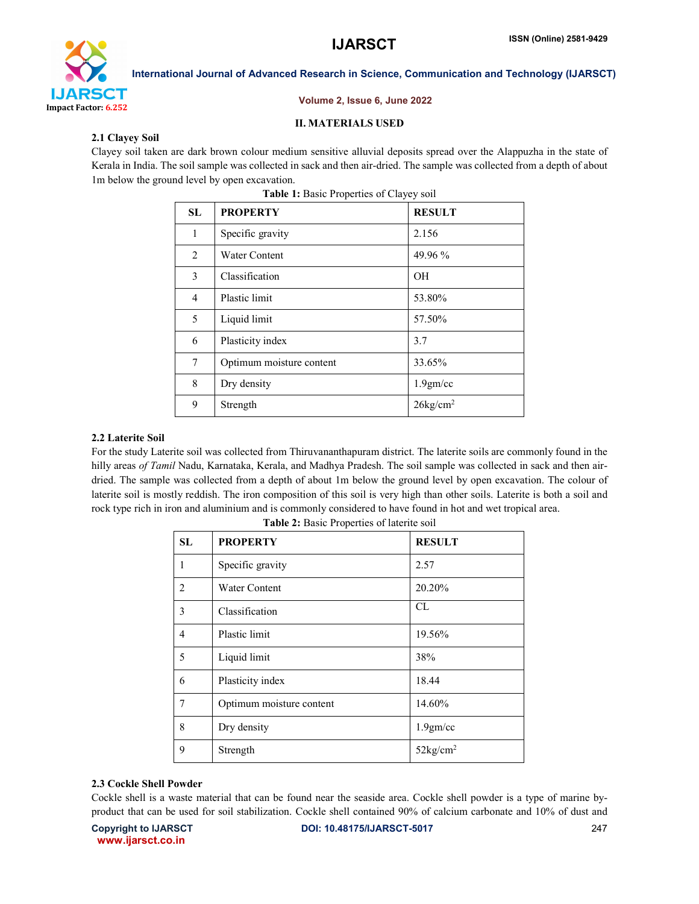## II. MATERIALS USED

### 2.1 Clayey Soil

Clayey soil taken are dark brown colour medium sensitive alluvial deposits spread over the Alappuzha in the state of Kerala in India. The soil sample was collected in sack and then air-dried. The sample was collected from a depth of about 1m below the ground level by open excavation.

**Table 1:** Basic Properties of Clayey soil

| SL | PROPERTY | RESULT |
|---|---|---|
| 1 | Specific gravity | 2.156 |
| 2 | Water Content | 49.96 % |
| 3 | Classification | OH |
| 4 | Plastic limit | 53.80% |
| 5 | Liquid limit | 57.50% |
| 6 | Plasticity index | 3.7 |
| 7 | Optimum moisture content | 33.65% |
| 8 | Dry density | 1.9gm/cc |
| 9 | Strength | 26kg/cm$^2$ |

### 2.2 Laterite Soil

For the study Laterite soil was collected from Thiruvananthapuram district. The laterite soils are commonly found in the hilly areas *of Tamil* Nadu, Karnataka, Kerala, and Madhya Pradesh. The soil sample was collected in sack and then air-dried. The sample was collected from a depth of about 1m below the ground level by open excavation. The colour of laterite soil is mostly reddish. The iron composition of this soil is very high than other soils. Laterite is both a soil and rock type rich in iron and aluminium and is commonly considered to have found in hot and wet tropical area.

**Table 2:** Basic Properties of laterite soil

| SL | PROPERTY | RESULT |
|---|---|---|
| 1 | Specific gravity | 2.57 |
| 2 | Water Content | 20.20% |
| 3 | Classification | CL |
| 4 | Plastic limit | 19.56% |
| 5 | Liquid limit | 38% |
| 6 | Plasticity index | 18.44 |
| 7 | Optimum moisture content | 14.60% |
| 8 | Dry density | 1.9gm/cc |
| 9 | Strength | 52kg/cm$^2$ |

### 2.3 Cockle Shell Powder

Cockle shell is a waste material that can be found near the seaside area. Cockle shell powder is a type of marine by-product that can be used for soil stabilization. Cockle shell contained 90% of calcium carbonate and 10% of dust and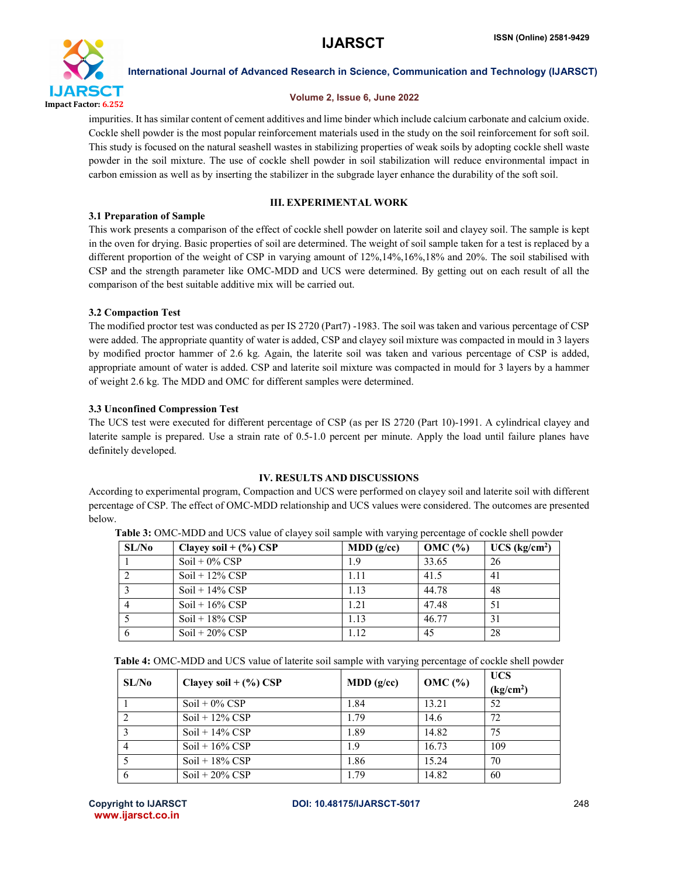impurities. It has similar content of cement additives and lime binder which include calcium carbonate and calcium oxide. Cockle shell powder is the most popular reinforcement materials used in the study on the soil reinforcement for soft soil. This study is focused on the natural seashell wastes in stabilizing properties of weak soils by adopting cockle shell waste powder in the soil mixture. The use of cockle shell powder in soil stabilization will reduce environmental impact in carbon emission as well as by inserting the stabilizer in the subgrade layer enhance the durability of the soft soil.

## III. EXPERIMENTAL WORK

### 3.1 Preparation of Sample

This work presents a comparison of the effect of cockle shell powder on laterite soil and clayey soil. The sample is kept in the oven for drying. Basic properties of soil are determined. The weight of soil sample taken for a test is replaced by a different proportion of the weight of CSP in varying amount of 12%,14%,16%,18% and 20%. The soil stabilised with CSP and the strength parameter like OMC-MDD and UCS were determined. By getting out on each result of all the comparison of the best suitable additive mix will be carried out.

### 3.2 Compaction Test

The modified proctor test was conducted as per IS 2720 (Part7) -1983. The soil was taken and various percentage of CSP were added. The appropriate quantity of water is added, CSP and clayey soil mixture was compacted in mould in 3 layers by modified proctor hammer of 2.6 kg. Again, the laterite soil was taken and various percentage of CSP is added, appropriate amount of water is added. CSP and laterite soil mixture was compacted in mould for 3 layers by a hammer of weight 2.6 kg. The MDD and OMC for different samples were determined.

### 3.3 Unconfined Compression Test

The UCS test were executed for different percentage of CSP (as per IS 2720 (Part 10)-1991. A cylindrical clayey and laterite sample is prepared. Use a strain rate of 0.5-1.0 percent per minute. Apply the load until failure planes have definitely developed.

## IV. RESULTS AND DISCUSSIONS

According to experimental program, Compaction and UCS were performed on clayey soil and laterite soil with different percentage of CSP. The effect of OMC-MDD relationship and UCS values were considered. The outcomes are presented below.

**Table 3:** OMC-MDD and UCS value of clayey soil sample with varying percentage of cockle shell powder

| SL/No | Clayey soil + (%) CSP | MDD (g/cc) | OMC (%) | UCS ($kg/cm^2$) |
|---|---|---|---|---|
| 1 | Soil + 0% CSP | 1.9 | 33.65 | 26 |
| 2 | Soil + 12% CSP | 1.11 | 41.5 | 41 |
| 3 | Soil + 14% CSP | 1.13 | 44.78 | 48 |
| 4 | Soil + 16% CSP | 1.21 | 47.48 | 51 |
| 5 | Soil + 18% CSP | 1.13 | 46.77 | 31 |
| 6 | Soil + 20% CSP | 1.12 | 45 | 28 |

**Table 4:** OMC-MDD and UCS value of laterite soil sample with varying percentage of cockle shell powder

| SL/No | Clayey soil + (%) CSP | MDD (g/cc) | OMC (%) | UCS ($kg/cm^2$) |
|---|---|---|---|---|
| 1 | Soil + 0% CSP | 1.84 | 13.21 | 52 |
| 2 | Soil + 12% CSP | 1.79 | 14.6 | 72 |
| 3 | Soil + 14% CSP | 1.89 | 14.82 | 75 |
| 4 | Soil + 16% CSP | 1.9 | 16.73 | 109 |
| 5 | Soil + 18% CSP | 1.86 | 15.24 | 70 |
| 6 | Soil + 20% CSP | 1.79 | 14.82 | 60 |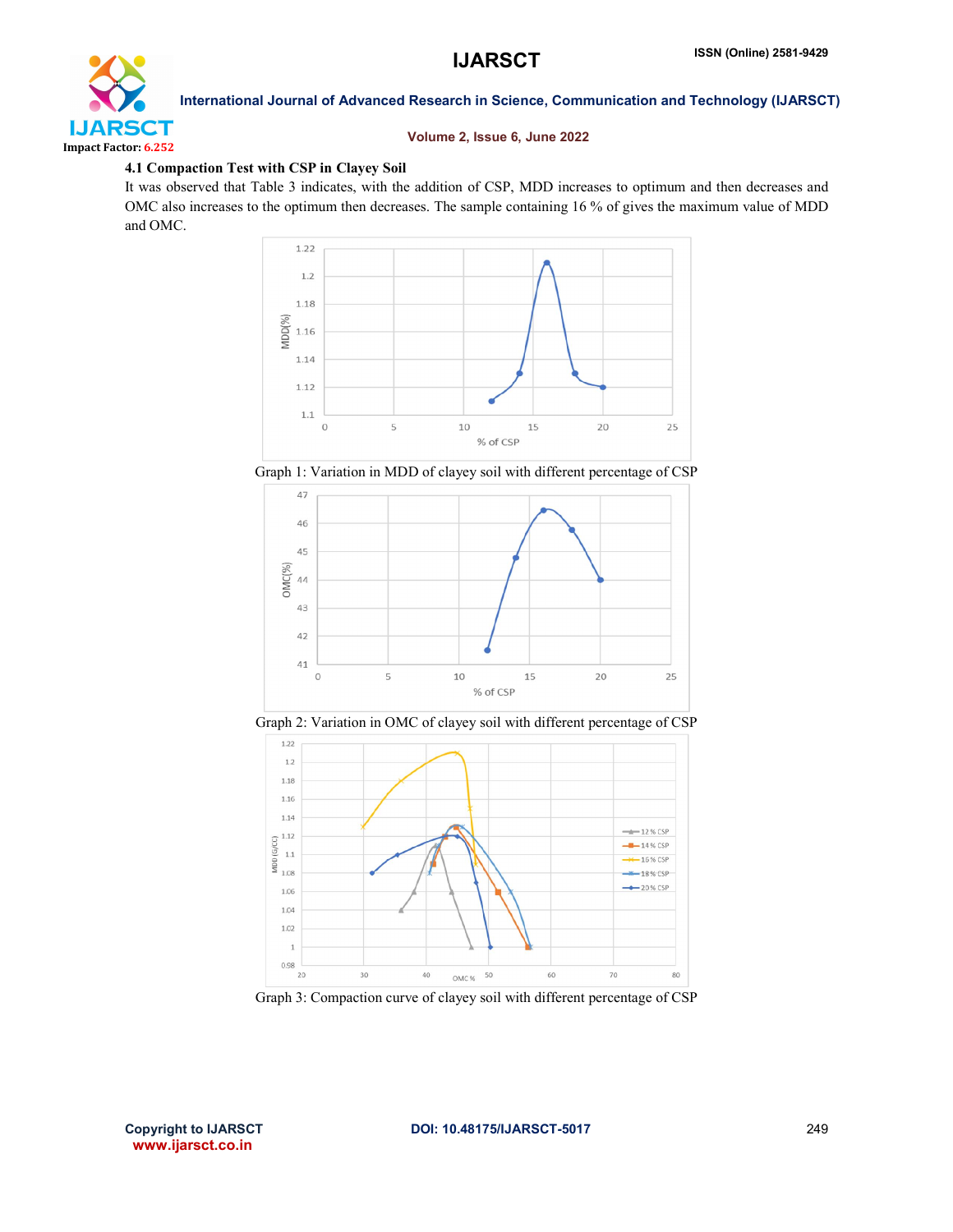### 4.1 Compaction Test with CSP in Clayey Soil

It was observed that Table 3 indicates, with the addition of CSP, MDD increases to optimum and then decreases and OMC also increases to the optimum then decreases. The sample containing 16 % of gives the maximum value of MDD and OMC.

Graph 1: Variation in MDD of clayey soil with different percentage of CSP

Graph 2: Variation in OMC of clayey soil with different percentage of CSP

Graph 3: Compaction curve of clayey soil with different percentage of CSP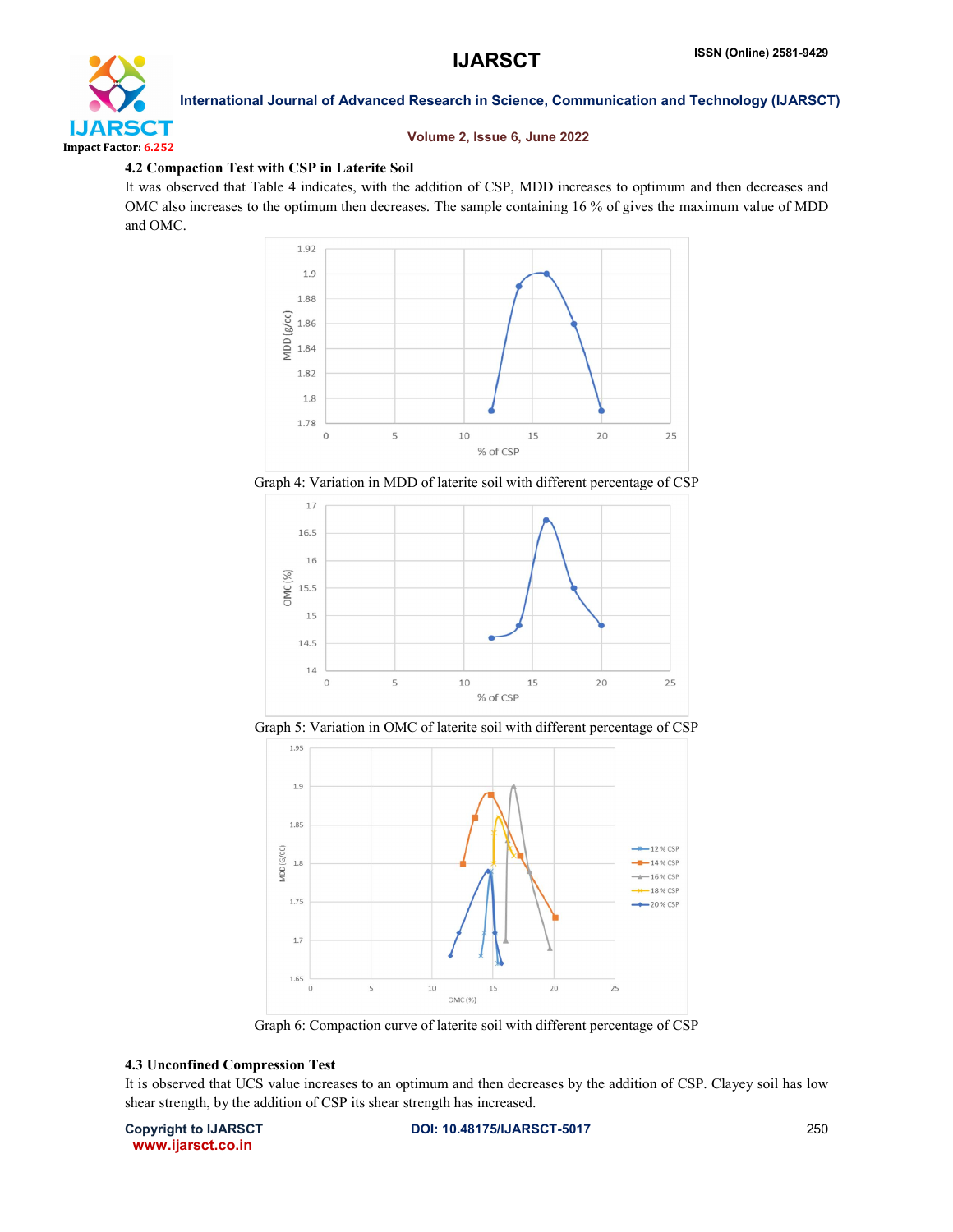### 4.2 Compaction Test with CSP in Laterite Soil

It was observed that Table 4 indicates, with the addition of CSP, MDD increases to optimum and then decreases and OMC also increases to the optimum then decreases. The sample containing 16 % of gives the maximum value of MDD and OMC.

Graph 4: Variation in MDD of laterite soil with different percentage of CSP

Graph 5: Variation in OMC of laterite soil with different percentage of CSP

Graph 6: Compaction curve of laterite soil with different percentage of CSP

### 4.3 Unconfined Compression Test

It is observed that UCS value increases to an optimum and then decreases by the addition of CSP. Clayey soil has low shear strength, by the addition of CSP its shear strength has increased.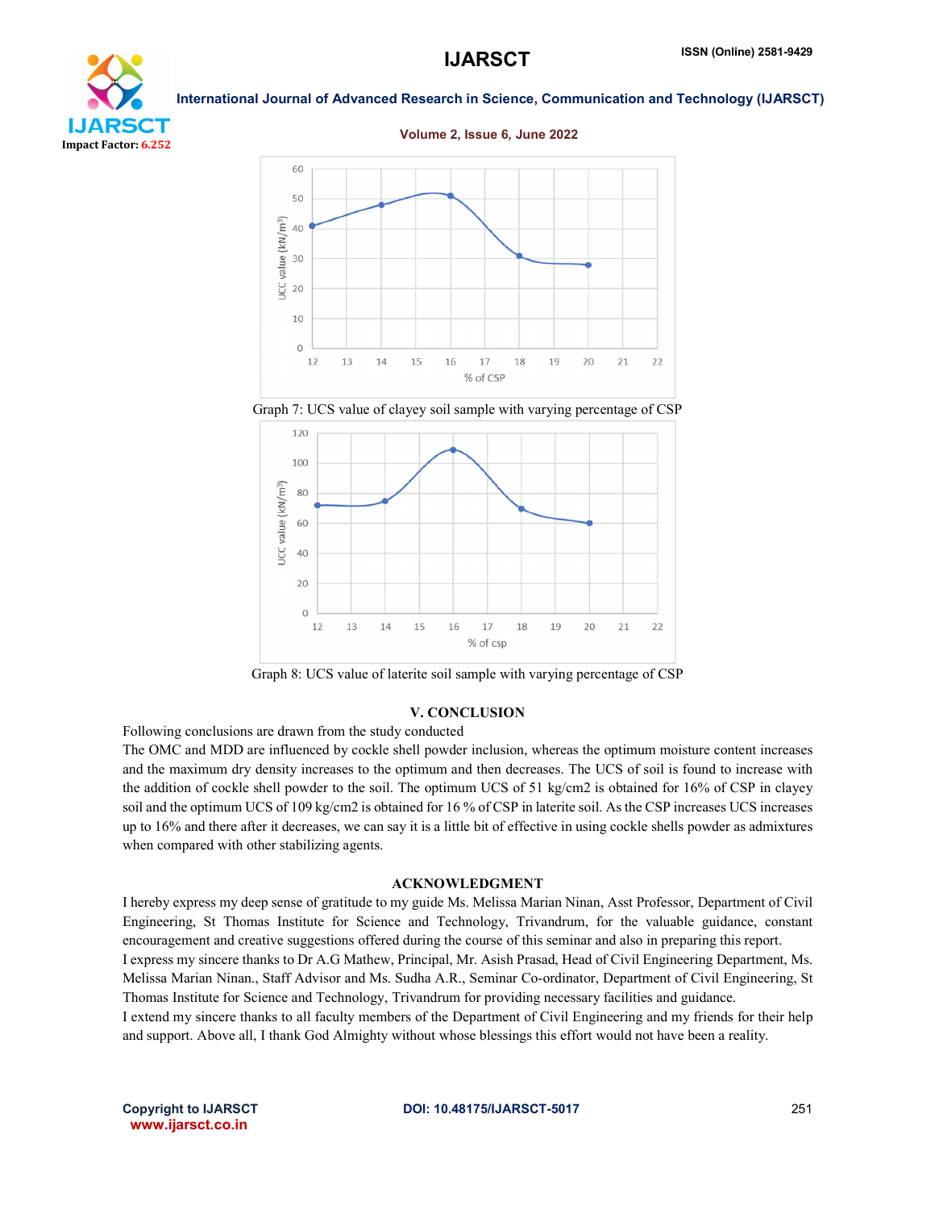Graph 7: UCS value of clayey soil sample with varying percentage of CSP

Graph 8: UCS value of laterite soil sample with varying percentage of CSP

## V. CONCLUSION

Following conclusions are drawn from the study conducted

The OMC and MDD are influenced by cockle shell powder inclusion, whereas the optimum moisture content increases and the maximum dry density increases to the optimum and then decreases. The UCS of soil is found to increase with the addition of cockle shell powder to the soil. The optimum UCS of 51 kg/cm2 is obtained for 16% of CSP in clayey soil and the optimum UCS of 109 kg/cm2 is obtained for 16 % of CSP in laterite soil. As the CSP increases UCS increases up to 16% and there after it decreases, we can say it is a little bit of effective in using cockle shells powder as admixtures when compared with other stabilizing agents.

## ACKNOWLEDGMENT

I hereby express my deep sense of gratitude to my guide Ms. Melissa Marian Ninan, Asst Professor, Department of Civil Engineering, St Thomas Institute for Science and Technology, Trivandrum, for the valuable guidance, constant encouragement and creative suggestions offered during the course of this seminar and also in preparing this report.

I express my sincere thanks to Dr A.G Mathew, Principal, Mr. Asish Prasad, Head of Civil Engineering Department, Ms. Melissa Marian Ninan., Staff Advisor and Ms. Sudha A.R., Seminar Co-ordinator, Department of Civil Engineering, St Thomas Institute for Science and Technology, Trivandrum for providing necessary facilities and guidance.

I extend my sincere thanks to all faculty members of the Department of Civil Engineering and my friends for their help and support. Above all, I thank God Almighty without whose blessings this effort would not have been a reality.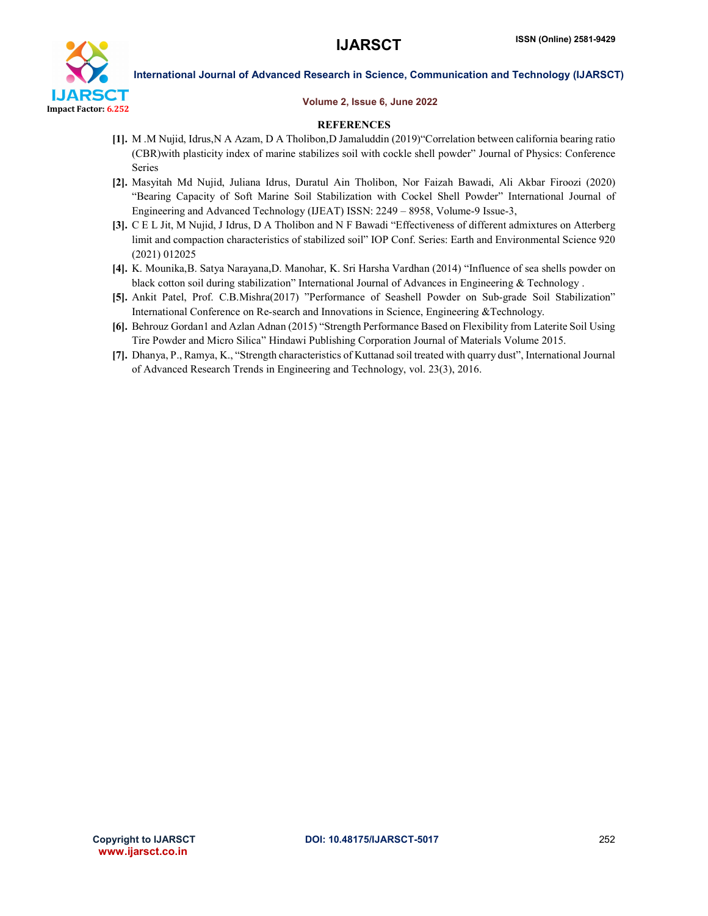## REFERENCES

**[1].** M .M Nujid, Idrus,N A Azam, D A Tholibon,D Jamaluddin (2019)"Correlation between california bearing ratio (CBR)with plasticity index of marine stabilizes soil with cockle shell powder" Journal of Physics: Conference Series

**[2].** Masyitah Md Nujid, Juliana Idrus, Duratul Ain Tholibon, Nor Faizah Bawadi, Ali Akbar Firoozi (2020) "Bearing Capacity of Soft Marine Soil Stabilization with Cockel Shell Powder" International Journal of Engineering and Advanced Technology (IJEAT) ISSN: 2249 – 8958, Volume-9 Issue-3,

**[3].** C E L Jit, M Nujid, J Idrus, D A Tholibon and N F Bawadi "Effectiveness of different admixtures on Atterberg limit and compaction characteristics of stabilized soil" IOP Conf. Series: Earth and Environmental Science 920 (2021) 012025

**[4].** K. Mounika,B. Satya Narayana,D. Manohar, K. Sri Harsha Vardhan (2014) "Influence of sea shells powder on black cotton soil during stabilization" International Journal of Advances in Engineering & Technology .

**[5].** Ankit Patel, Prof. C.B.Mishra(2017) "Performance of Seashell Powder on Sub-grade Soil Stabilization" International Conference on Re-search and Innovations in Science, Engineering &Technology.

**[6].** Behrouz Gordan1 and Azlan Adnan (2015) "Strength Performance Based on Flexibility from Laterite Soil Using Tire Powder and Micro Silica" Hindawi Publishing Corporation Journal of Materials Volume 2015.

**[7].** Dhanya, P., Ramya, K., "Strength characteristics of Kuttanad soil treated with quarry dust", International Journal of Advanced Research Trends in Engineering and Technology, vol. 23(3), 2016.